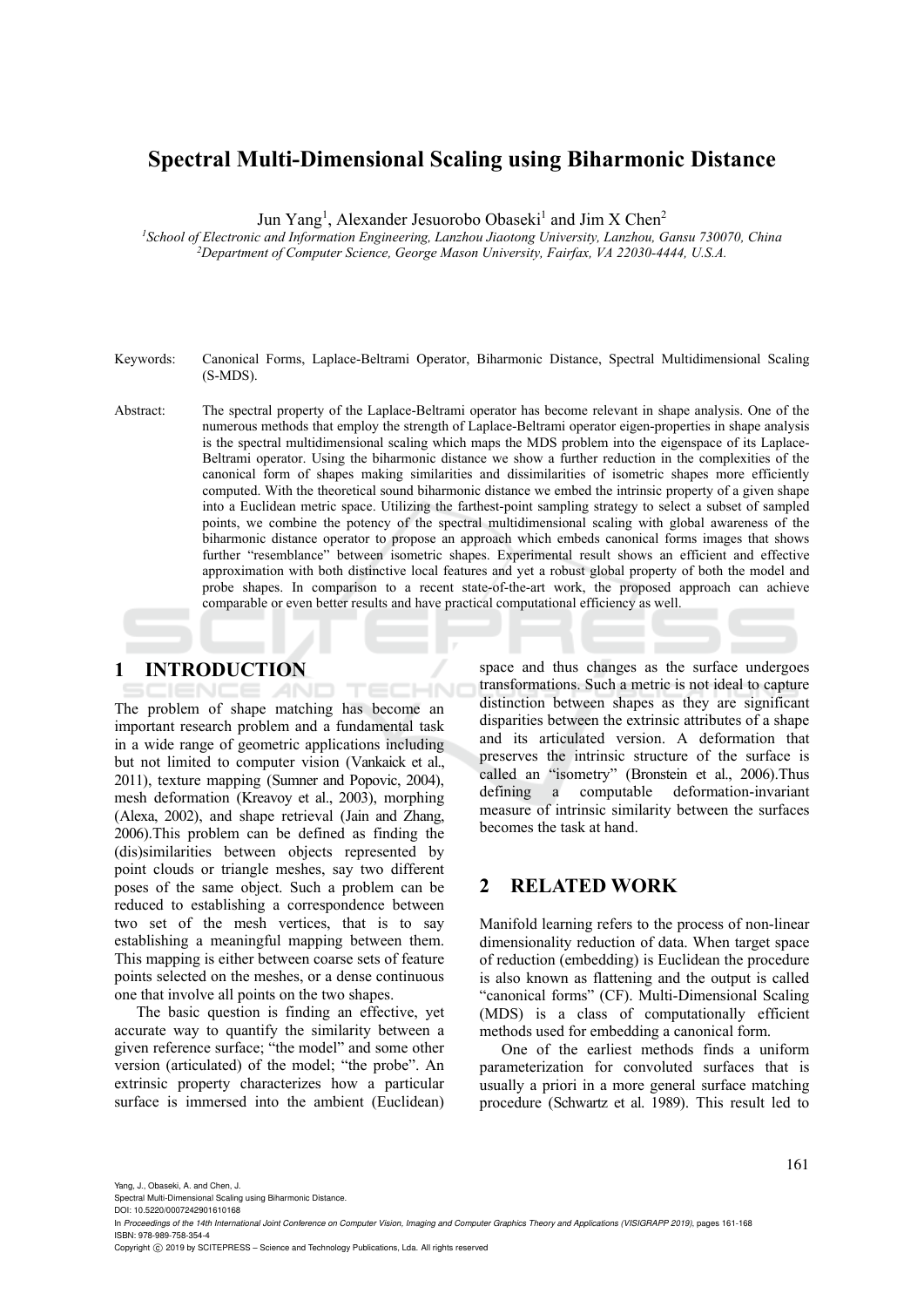# Spectral Multi-Dimensional Scaling using Biharmonic Distance

Jun Yang[1], Alexander Jesuorobo Obaseki[1] and Jim X Chen[2]

[1]*School of Electronic and Information Engineering, Lanzhou Jiaotong University, Lanzhou, Gansu 730070, China*
[2]*Department of Computer Science, George Mason University, Fairfax, VA 22030-4444, U.S.A.*

Keywords: Canonical Forms, Laplace-Beltrami Operator, Biharmonic Distance, Spectral Multidimensional Scaling (S-MDS).

Abstract: The spectral property of the Laplace-Beltrami operator has become relevant in shape analysis. One of the numerous methods that employ the strength of Laplace-Beltrami operator eigen-properties in shape analysis is the spectral multidimensional scaling which maps the MDS problem into the eigenspace of its Laplace-Beltrami operator. Using the biharmonic distance we show a further reduction in the complexities of the canonical form of shapes making similarities and dissimilarities of isometric shapes more efficiently computed. With the theoretical sound biharmonic distance we embed the intrinsic property of a given shape into a Euclidean metric space. Utilizing the farthest-point sampling strategy to select a subset of sampled points, we combine the potency of the spectral multidimensional scaling with global awareness of the biharmonic distance operator to propose an approach which embeds canonical forms images that shows further "resemblance" between isometric shapes. Experimental result shows an efficient and effective approximation with both distinctive local features and yet a robust global property of both the model and probe shapes. In comparison to a recent state-of-the-art work, the proposed approach can achieve comparable or even better results and have practical computational efficiency as well.

## 1 INTRODUCTION

The problem of shape matching has become an important research problem and a fundamental task in a wide range of geometric applications including but not limited to computer vision (Vankaick et al., 2011), texture mapping (Sumner and Popovic, 2004), mesh deformation (Kreavoy et al., 2003), morphing (Alexa, 2002), and shape retrieval (Jain and Zhang, 2006).This problem can be defined as finding the (dis)similarities between objects represented by point clouds or triangle meshes, say two different poses of the same object. Such a problem can be reduced to establishing a correspondence between two set of the mesh vertices, that is to say establishing a meaningful mapping between them. This mapping is either between coarse sets of feature points selected on the meshes, or a dense continuous one that involve all points on the two shapes.

The basic question is finding an effective, yet accurate way to quantify the similarity between a given reference surface; "the model" and some other version (articulated) of the model; "the probe". An extrinsic property characterizes how a particular surface is immersed into the ambient (Euclidean) space and thus changes as the surface undergoes transformations. Such a metric is not ideal to capture distinction between shapes as they are significant disparities between the extrinsic attributes of a shape and its articulated version. A deformation that preserves the intrinsic structure of the surface is called an "isometry" (Bronstein et al., 2006).Thus defining a computable deformation-invariant measure of intrinsic similarity between the surfaces becomes the task at hand.

## 2 RELATED WORK

Manifold learning refers to the process of non-linear dimensionality reduction of data. When target space of reduction (embedding) is Euclidean the procedure is also known as flattening and the output is called "canonical forms" (CF). Multi-Dimensional Scaling (MDS) is a class of computationally efficient methods used for embedding a canonical form.

One of the earliest methods finds a uniform parameterization for convoluted surfaces that is usually a priori in a more general surface matching procedure (Schwartz et al. 1989). This result led to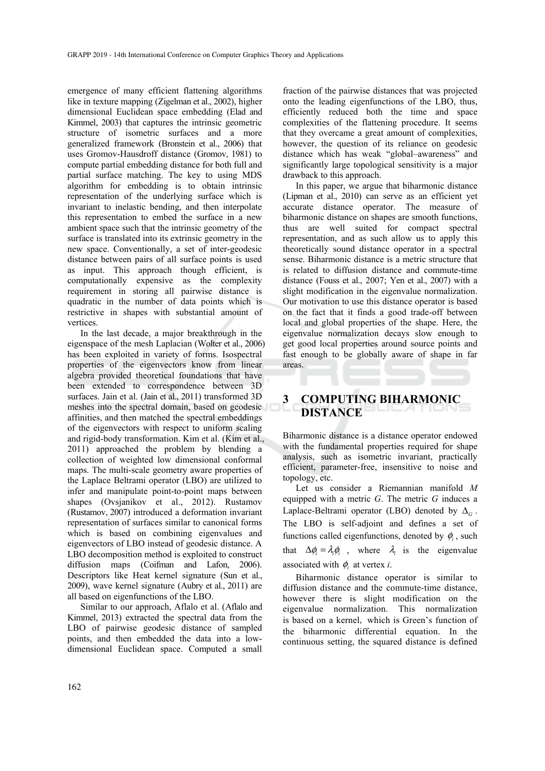emergence of many efficient flattening algorithms like in texture mapping (Zigelman et al., 2002), higher dimensional Euclidean space embedding (Elad and Kimmel, 2003) that captures the intrinsic geometric structure of isometric surfaces and a more generalized framework (Bronstein et al., 2006) that uses Gromov-Hausdroff distance (Gromov, 1981) to compute partial embedding distance for both full and partial surface matching. The key to using MDS algorithm for embedding is to obtain intrinsic representation of the underlying surface which is invariant to inelastic bending, and then interpolate this representation to embed the surface in a new ambient space such that the intrinsic geometry of the surface is translated into its extrinsic geometry in the new space. Conventionally, a set of inter-geodesic distance between pairs of all surface points is used as input. This approach though efficient, is computationally expensive as the complexity requirement in storing all pairwise distance is quadratic in the number of data points which is restrictive in shapes with substantial amount of vertices.

In the last decade, a major breakthrough in the eigenspace of the mesh Laplacian (Wolter et al., 2006) has been exploited in variety of forms. Isospectral properties of the eigenvectors know from linear algebra provided theoretical foundations that have been extended to correspondence between 3D surfaces. Jain et al. (Jain et al., 2011) transformed 3D meshes into the spectral domain, based on geodesic affinities, and then matched the spectral embeddings of the eigenvectors with respect to uniform scaling and rigid-body transformation. Kim et al. (Kim et al., 2011) approached the problem by blending a collection of weighted low dimensional conformal maps. The multi-scale geometry aware properties of the Laplace Beltrami operator (LBO) are utilized to infer and manipulate point-to-point maps between shapes (Ovsjanikov et al., 2012). Rustamov (Rustamov, 2007) introduced a deformation invariant representation of surfaces similar to canonical forms which is based on combining eigenvalues and eigenvectors of LBO instead of geodesic distance. A LBO decomposition method is exploited to construct diffusion maps (Coifman and Lafon, 2006). Descriptors like Heat kernel signature (Sun et al., 2009), wave kernel signature (Aubry et al., 2011) are all based on eigenfunctions of the LBO.

Similar to our approach, Aflalo et al. (Aflalo and Kimmel, 2013) extracted the spectral data from the LBO of pairwise geodesic distance of sampled points, and then embedded the data into a low-dimensional Euclidean space. Computed a small fraction of the pairwise distances that was projected onto the leading eigenfunctions of the LBO, thus, efficiently reduced both the time and space complexities of the flattening procedure. It seems that they overcame a great amount of complexities, however, the question of its reliance on geodesic distance which has weak "global–awareness" and significantly large topological sensitivity is a major drawback to this approach.

In this paper, we argue that biharmonic distance (Lipman et al., 2010) can serve as an efficient yet accurate distance operator. The measure of biharmonic distance on shapes are smooth functions, thus are well suited for compact spectral representation, and as such allow us to apply this theoretically sound distance operator in a spectral sense. Biharmonic distance is a metric structure that is related to diffusion distance and commute-time distance (Fouss et al., 2007; Yen et al., 2007) with a slight modification in the eigenvalue normalization. Our motivation to use this distance operator is based on the fact that it finds a good trade-off between local and global properties of the shape. Here, the eigenvalue normalization decays slow enough to get good local properties around source points and fast enough to be globally aware of shape in far areas.

## 3 COMPUTING BIHARMONIC DISTANCE

Biharmonic distance is a distance operator endowed with the fundamental properties required for shape analysis, such as isometric invariant, practically efficient, parameter-free, insensitive to noise and topology, etc.

Let us consider a Riemannian manifold $M$ equipped with a metric $G$. The metric $G$ induces a Laplace-Beltrami operator (LBO) denoted by $\Delta_G$. The LBO is self-adjoint and defines a set of functions called eigenfunctions, denoted by $\phi_i$, such that $\Delta\phi_i = \lambda_i\phi_i$, where $\lambda_i$ is the eigenvalue associated with $\phi_i$ at vertex $i$.

Biharmonic distance operator is similar to diffusion distance and the commute-time distance, however there is slight modification on the eigenvalue normalization. This normalization is based on a kernel, which is Green's function of the biharmonic differential equation. In the continuous setting, the squared distance is defined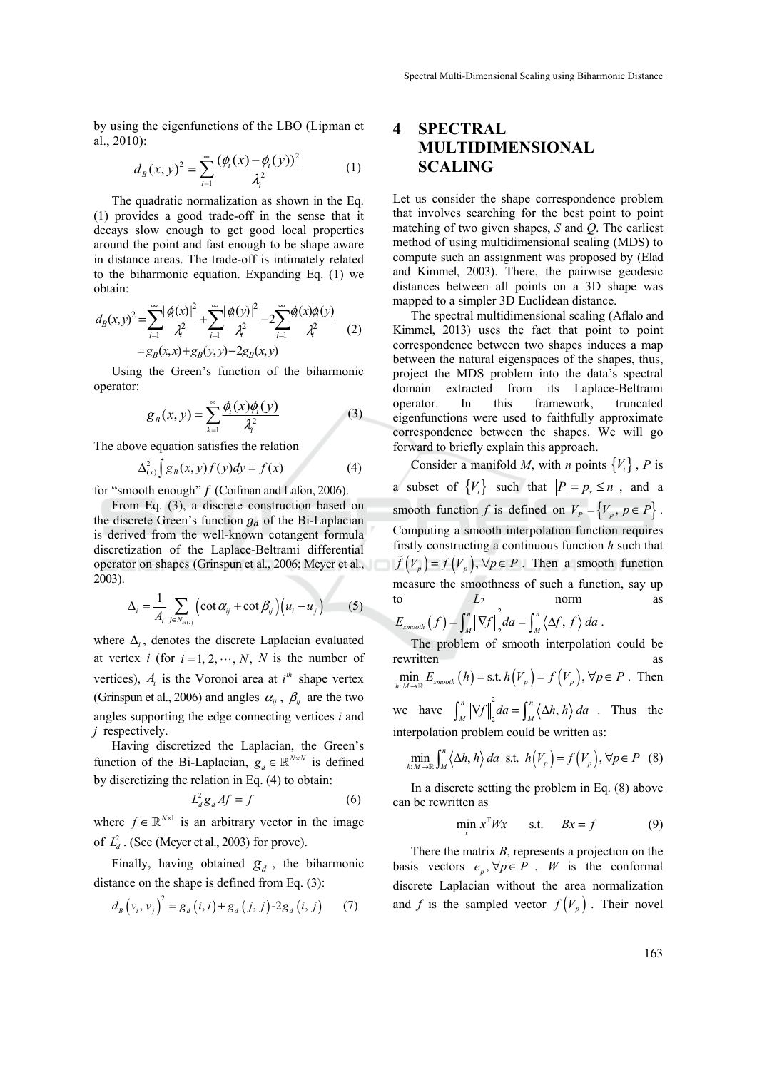by using the eigenfunctions of the LBO (Lipman et al., 2010):

$$d_B(x,y)^2 = \sum_{i=1}^{\infty} \frac{(\phi_i(x) - \phi_i(y))^2}{\lambda_i^2} \tag{1}$$

The quadratic normalization as shown in the Eq. (1) provides a good trade-off in the sense that it decays slow enough to get good local properties around the point and fast enough to be shape aware in distance areas. The trade-off is intimately related to the biharmonic equation. Expanding Eq. (1) we obtain:

$$\begin{aligned} d_B(x,y)^2 &= \sum_{i=1}^{\infty} \frac{|\phi_i(x)|^2}{\lambda_i^2} + \sum_{i=1}^{\infty} \frac{|\phi_i(y)|^2}{\lambda_i^2} - 2\sum_{i=1}^{\infty} \frac{\phi_i(x)\phi_i(y)}{\lambda_i^2} \\ &= g_B(x,x) + g_B(y,y) - 2g_B(x,y) \end{aligned} \tag{2}$$

Using the Green's function of the biharmonic operator:

$$g_B(x,y) = \sum_{k=1}^{\infty} \frac{\phi_i(x)\phi_i(y)}{\lambda_i^2} \tag{3}$$

The above equation satisfies the relation

$$\Delta_{(x)}^2 \int g_B(x,y) f(y) dy = f(x) \tag{4}$$

for "smooth enough" $f$ (Coifman and Lafon, 2006).

From Eq. (3), a discrete construction based on the discrete Green's function $g_d$ of the Bi-Laplacian is derived from the well-known cotangent formula discretization of the Laplace-Beltrami differential operator on shapes (Grinspun et al., 2006; Meyer et al., 2003).

$$\Delta_i = \frac{1}{A_i} \sum_{j \in N_{el(i)}} \left(\cot \alpha_{ij} + \cot \beta_{ij}\right)\left(u_i - u_j\right) \tag{5}$$

where $\Delta_i$, denotes the discrete Laplacian evaluated at vertex $i$ (for $i = 1, 2, \cdots, N$, $N$ is the number of vertices), $A_i$ is the Voronoi area at $i^{th}$ shape vertex (Grinspun et al., 2006) and angles $\alpha_{ij}$, $\beta_{ij}$ are the two angles supporting the edge connecting vertices $i$ and $j$ respectively.

Having discretized the Laplacian, the Green's function of the Bi-Laplacian, $g_d \in \mathbb{R}^{N \times N}$ is defined by discretizing the relation in Eq. (4) to obtain:

$$L_d^2 g_d A f = f \tag{6}$$

where $f \in \mathbb{R}^{N \times 1}$ is an arbitrary vector in the image of $L_d^2$. (See (Meyer et al., 2003) for prove).

Finally, having obtained $g_d$, the biharmonic distance on the shape is defined from Eq. (3):

$$d_B\left(v_i, v_j\right)^2 = g_d\left(i,i\right) + g_d\left(j,j\right) - 2g_d\left(i,j\right) \tag{7}$$

# 4 SPECTRAL MULTIDIMENSIONAL SCALING

Let us consider the shape correspondence problem that involves searching for the best point to point matching of two given shapes, $S$ and $Q$. The earliest method of using multidimensional scaling (MDS) to compute such an assignment was proposed by (Elad and Kimmel, 2003). There, the pairwise geodesic distances between all points on a 3D shape was mapped to a simpler 3D Euclidean distance.

The spectral multidimensional scaling (Aflalo and Kimmel, 2013) uses the fact that point to point correspondence between two shapes induces a map between the natural eigenspaces of the shapes, thus, project the MDS problem into the data's spectral domain extracted from its Laplace-Beltrami operator. In this framework, truncated eigenfunctions were used to faithfully approximate correspondence between the shapes. We will go forward to briefly explain this approach.

Consider a manifold $M$, with $n$ points $\{V_i\}$, $P$ is a subset of $\{V_i\}$ such that $|P| = p_s \leq n$, and a smooth function $f$ is defined on $V_P = \{V_p, p \in P\}$. Computing a smooth interpolation function requires firstly constructing a continuous function $h$ such that $\tilde{f}\left(V_p\right) = f\left(V_p\right), \forall p \in P$. Then a smooth function measure the smoothness of such a function, say up to $L_2$ norm as $E_{smooth}\left(f\right) = \int_M^n \|\nabla f\|_2^2 da = \int_M^n \langle \Delta f, f \rangle da$.

The problem of smooth interpolation could be rewritten as $\min_{h: M \to \mathbb{R}} E_{smooth}\left(h\right) = \text{s.t. } h\left(V_p\right) = f\left(V_p\right), \forall p \in P$. Then we have $\int_M^n \|\nabla f\|_2^2 da = \int_M^n \langle \Delta h, h \rangle da$. Thus the interpolation problem could be written as:

$$\min_{h: M \to \mathbb{R}} \int_M^n \langle \Delta h, h \rangle da \;\text{ s.t. }\; h\left(V_p\right) = f\left(V_p\right), \forall p \in P \tag{8}$$

In a discrete setting the problem in Eq. (8) above can be rewritten as

$$\min_x x^{\mathrm{T}} W x \qquad \text{s.t.} \qquad Bx = f \tag{9}$$

There the matrix $B$, represents a projection on the basis vectors $e_p, \forall p \in P$, $W$ is the conformal discrete Laplacian without the area normalization and $f$ is the sampled vector $f\left(V_p\right)$. Their novel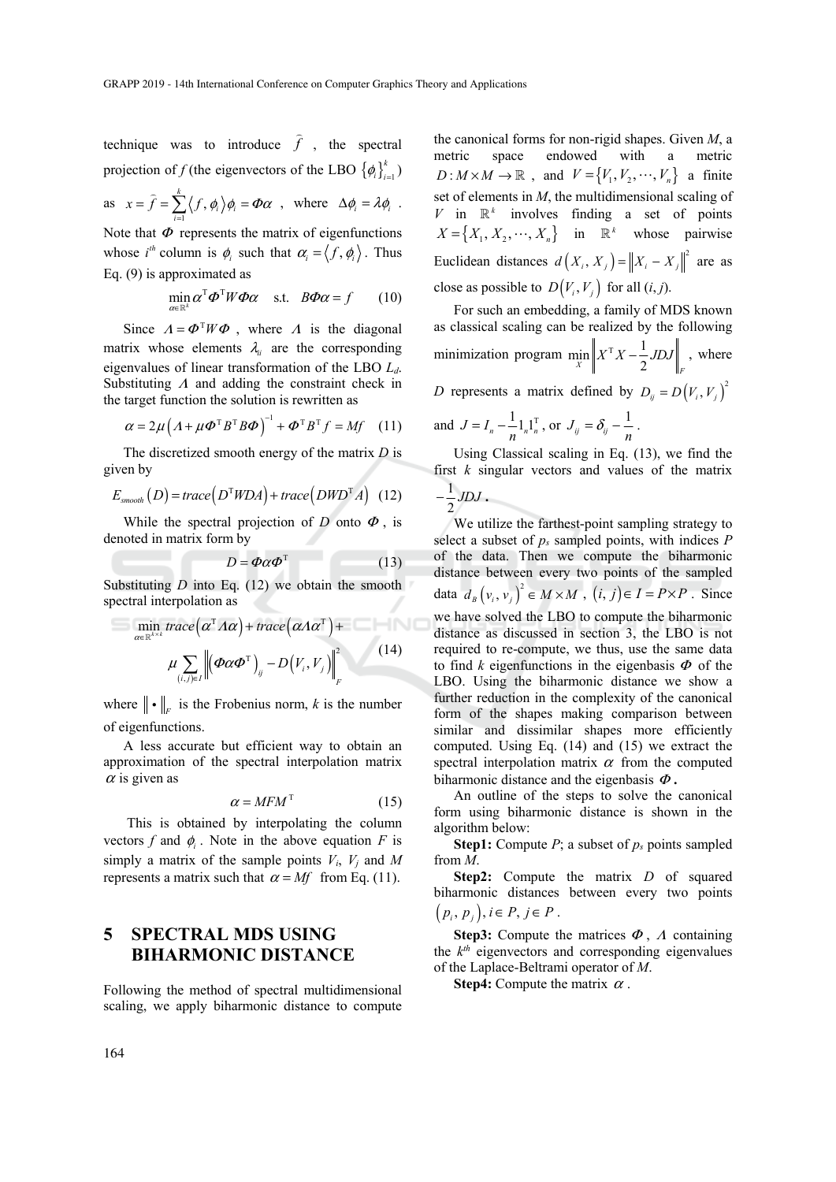technique was to introduce $\hat{f}$, the spectral projection of $f$ (the eigenvectors of the LBO $\{\phi_i\}_{i=1}^{k}$) as $x = \hat{f} = \sum_{i=1}^{k} \langle f, \phi_i \rangle \phi_i = \Phi\alpha$, where $\Delta\phi_i = \lambda\phi_i$. Note that $\Phi$ represents the matrix of eigenfunctions whose $i^{th}$ column is $\phi_i$ such that $\alpha_i = \langle f, \phi_i \rangle$. Thus Eq. (9) is approximated as

$$\min_{\alpha \in \mathbb{R}^k} \alpha^{\mathrm{T}} \Phi^{\mathrm{T}} W \Phi \alpha \quad \text{s.t.} \quad B\Phi\alpha = f \tag{10}$$

Since $\Lambda = \Phi^{\mathrm{T}} W \Phi$, where $\Lambda$ is the diagonal matrix whose elements $\lambda_{ii}$ are the corresponding eigenvalues of linear transformation of the LBO $L_d$. Substituting $\Lambda$ and adding the constraint check in the target function the solution is rewritten as

$$\alpha = 2\mu\left(\Lambda + \mu\Phi^{\mathrm{T}} B^{\mathrm{T}} B \Phi\right)^{-1} + \Phi^{\mathrm{T}} B^{\mathrm{T}} f = Mf \tag{11}$$

The discretized smooth energy of the matrix $D$ is given by

$$E_{smooth}(D) = trace\left(D^{\mathrm{T}} W D A\right) + trace\left(D W D^{\mathrm{T}} A\right) \tag{12}$$

While the spectral projection of $D$ onto $\Phi$, is denoted in matrix form by

$$D = \Phi \alpha \Phi^{\mathrm{T}} \tag{13}$$

Substituting $D$ into Eq. (12) we obtain the smooth spectral interpolation as

$$\min_{\alpha \in \mathbb{R}^{k \times k}} trace\left(\alpha^{\mathrm{T}} \Lambda \alpha\right) + trace\left(\alpha \Lambda \alpha^{\mathrm{T}}\right) + \mu \sum_{(i,j) \in I} \left\| \left(\Phi \alpha \Phi^{\mathrm{T}}\right)_{ij} - D\left(V_i, V_j\right) \right\|_F^2 \tag{14}$$

where $\|\bullet\|_F$ is the Frobenius norm, $k$ is the number of eigenfunctions.

A less accurate but efficient way to obtain an approximation of the spectral interpolation matrix $\alpha$ is given as

$$\alpha = MFM^{\mathrm{T}} \tag{15}$$

This is obtained by interpolating the column vectors $f$ and $\phi_i$. Note in the above equation $F$ is simply a matrix of the sample points $V_i$, $V_j$ and $M$ represents a matrix such that $\alpha = Mf$ from Eq. (11).

## 5 SPECTRAL MDS USING BIHARMONIC DISTANCE

Following the method of spectral multidimensional scaling, we apply biharmonic distance to compute the canonical forms for non-rigid shapes. Given $M$, a metric space endowed with a metric $D : M \times M \to \mathbb{R}$, and $V = \{V_1, V_2, \cdots, V_n\}$ a finite set of elements in $M$, the multidimensional scaling of $V$ in $\mathbb{R}^k$ involves finding a set of points $X = \{X_1, X_2, \cdots, X_n\}$ in $\mathbb{R}^k$ whose pairwise Euclidean distances $d(X_i, X_j) = \|X_i - X_j\|^2$ are as close as possible to $D(V_i, V_j)$ for all $(i, j)$.

For such an embedding, a family of MDS known as classical scaling can be realized by the following minimization program $\min_X \left\| X^{\mathrm{T}} X - \frac{1}{2} JDJ \right\|_F$, where $D$ represents a matrix defined by $D_{ij} = D(V_i, V_j)^2$ and $J = I_n - \frac{1}{n} 1_n 1_n^{\mathrm{T}}$, or $J_{ij} = \delta_{ij} - \frac{1}{n}$.

Using Classical scaling in Eq. (13), we find the first $k$ singular vectors and values of the matrix $-\frac{1}{2} JDJ$.

We utilize the farthest-point sampling strategy to select a subset of $p_s$ sampled points, with indices $P$ of the data. Then we compute the biharmonic distance between every two points of the sampled data $d_B(v_i, v_j)^2 \in M \times M$, $(i, j) \in I = P \times P$. Since we have solved the LBO to compute the biharmonic distance as discussed in section 3, the LBO is not required to re-compute, we thus, use the same data to find $k$ eigenfunctions in the eigenbasis $\Phi$ of the LBO. Using the biharmonic distance we show a further reduction in the complexity of the canonical form of the shapes making comparison between similar and dissimilar shapes more efficiently computed. Using Eq. (14) and (15) we extract the spectral interpolation matrix $\alpha$ from the computed biharmonic distance and the eigenbasis $\Phi$.

An outline of the steps to solve the canonical form using biharmonic distance is shown in the algorithm below:

**Step1:** Compute $P$; a subset of $p_s$ points sampled from $M$.

**Step2:** Compute the matrix $D$ of squared biharmonic distances between every two points $(p_i, p_j), i \in P, j \in P$.

**Step3:** Compute the matrices $\Phi$, $\Lambda$ containing the $k^{th}$ eigenvectors and corresponding eigenvalues of the Laplace-Beltrami operator of $M$.

**Step4:** Compute the matrix $\alpha$.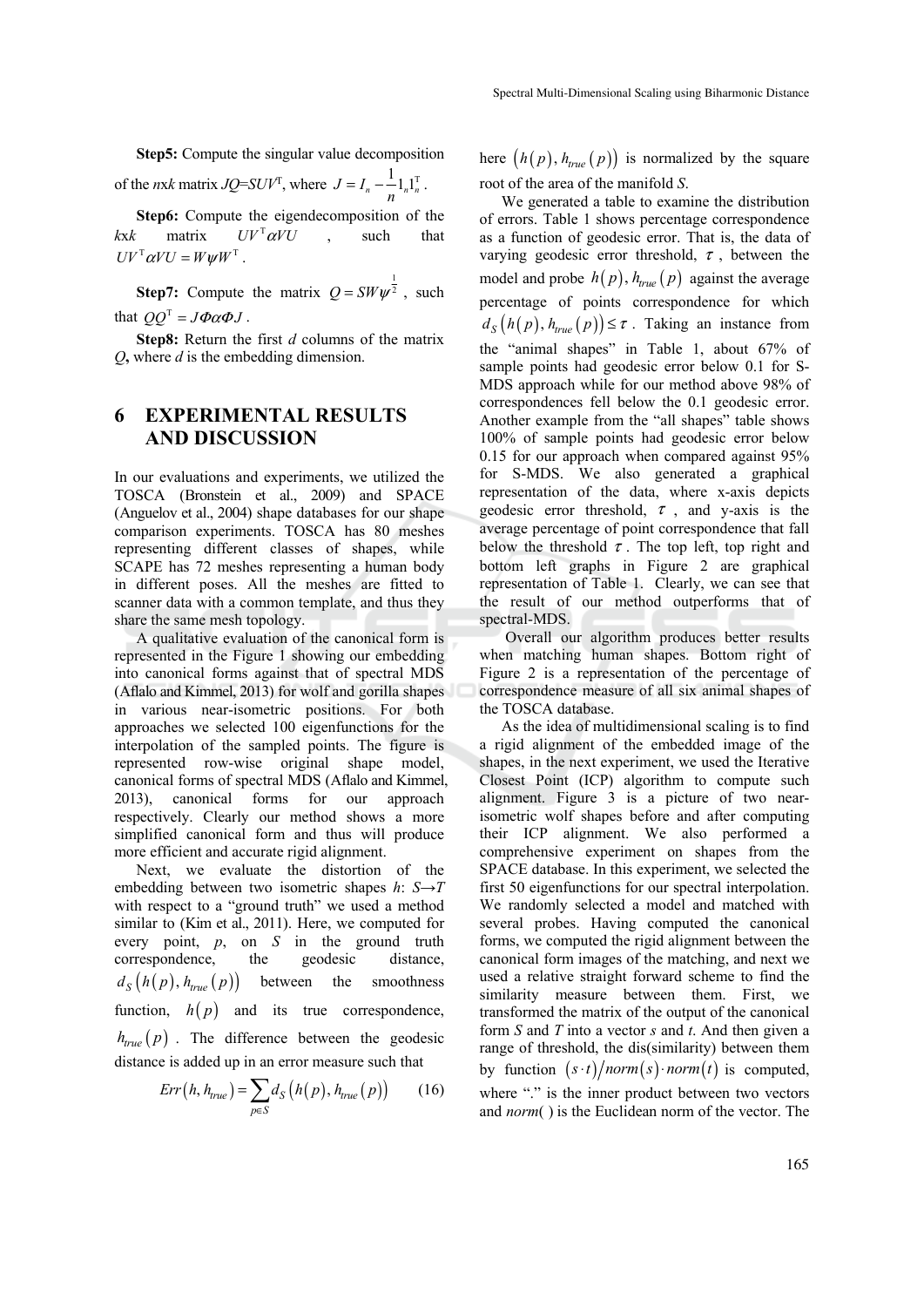**Step5:** Compute the singular value decomposition of the *n*x*k* matrix $JQ=SUV^{\mathrm{T}}$, where $J = I_n - \frac{1}{n}1_n 1_n^{\mathrm{T}}$.

**Step6:** Compute the eigendecomposition of the *k*x*k* matrix $UV^{\mathrm{T}}\alpha VU$, such that $UV^{\mathrm{T}}\alpha VU = W\psi W^{\mathrm{T}}$.

**Step7:** Compute the matrix $Q = SW\psi^{\frac{1}{2}}$, such that $QQ^{\mathrm{T}} = J\Phi\alpha\Phi J$.

**Step8:** Return the first *d* columns of the matrix *Q***,** where *d* is the embedding dimension.

# 6 EXPERIMENTAL RESULTS AND DISCUSSION

In our evaluations and experiments, we utilized the TOSCA (Bronstein et al., 2009) and SPACE (Anguelov et al., 2004) shape databases for our shape comparison experiments. TOSCA has 80 meshes representing different classes of shapes, while SCAPE has 72 meshes representing a human body in different poses. All the meshes are fitted to scanner data with a common template, and thus they share the same mesh topology.

A qualitative evaluation of the canonical form is represented in the Figure 1 showing our embedding into canonical forms against that of spectral MDS (Aflalo and Kimmel, 2013) for wolf and gorilla shapes in various near-isometric positions. For both approaches we selected 100 eigenfunctions for the interpolation of the sampled points. The figure is represented row-wise original shape model, canonical forms of spectral MDS (Aflalo and Kimmel, 2013), canonical forms for our approach respectively. Clearly our method shows a more simplified canonical form and thus will produce more efficient and accurate rigid alignment.

Next, we evaluate the distortion of the embedding between two isometric shapes *h*: *S*→*T* with respect to a "ground truth" we used a method similar to (Kim et al., 2011). Here, we computed for every point, *p*, on *S* in the ground truth correspondence, the geodesic distance, $d_S\left(h(p), h_{true}(p)\right)$ between the smoothness function, $h(p)$ and its true correspondence, $h_{true}(p)$. The difference between the geodesic distance is added up in an error measure such that

$$Err\left(h, h_{true}\right) = \sum_{p \in S} d_S\left(h(p), h_{true}(p)\right) \qquad (16)$$

here $\left(h(p), h_{true}(p)\right)$ is normalized by the square root of the area of the manifold *S*.

We generated a table to examine the distribution of errors. Table 1 shows percentage correspondence as a function of geodesic error. That is, the data of varying geodesic error threshold, $\tau$, between the model and probe $h(p), h_{true}(p)$ against the average percentage of points correspondence for which $d_S\left(h(p), h_{true}(p)\right) \leq \tau$. Taking an instance from the "animal shapes" in Table 1, about 67% of sample points had geodesic error below 0.1 for S-MDS approach while for our method above 98% of correspondences fell below the 0.1 geodesic error. Another example from the "all shapes" table shows 100% of sample points had geodesic error below 0.15 for our approach when compared against 95% for S-MDS. We also generated a graphical representation of the data, where x-axis depicts geodesic error threshold, $\tau$, and y-axis is the average percentage of point correspondence that fall below the threshold $\tau$. The top left, top right and bottom left graphs in Figure 2 are graphical representation of Table 1. Clearly, we can see that the result of our method outperforms that of spectral-MDS.

Overall our algorithm produces better results when matching human shapes. Bottom right of Figure 2 is a representation of the percentage of correspondence measure of all six animal shapes of the TOSCA database.

As the idea of multidimensional scaling is to find a rigid alignment of the embedded image of the shapes, in the next experiment, we used the Iterative Closest Point (ICP) algorithm to compute such alignment. Figure 3 is a picture of two near-isometric wolf shapes before and after computing their ICP alignment. We also performed a comprehensive experiment on shapes from the SPACE database. In this experiment, we selected the first 50 eigenfunctions for our spectral interpolation. We randomly selected a model and matched with several probes. Having computed the canonical forms, we computed the rigid alignment between the canonical form images of the matching, and next we used a relative straight forward scheme to find the similarity measure between them. First, we transformed the matrix of the output of the canonical form *S* and *T* into a vector *s* and *t*. And then given a range of threshold, the dis(similarity) between them by function $\left(s \cdot t\right)/norm(s) \cdot norm(t)$ is computed, where "." is the inner product between two vectors and *norm*( ) is the Euclidean norm of the vector. The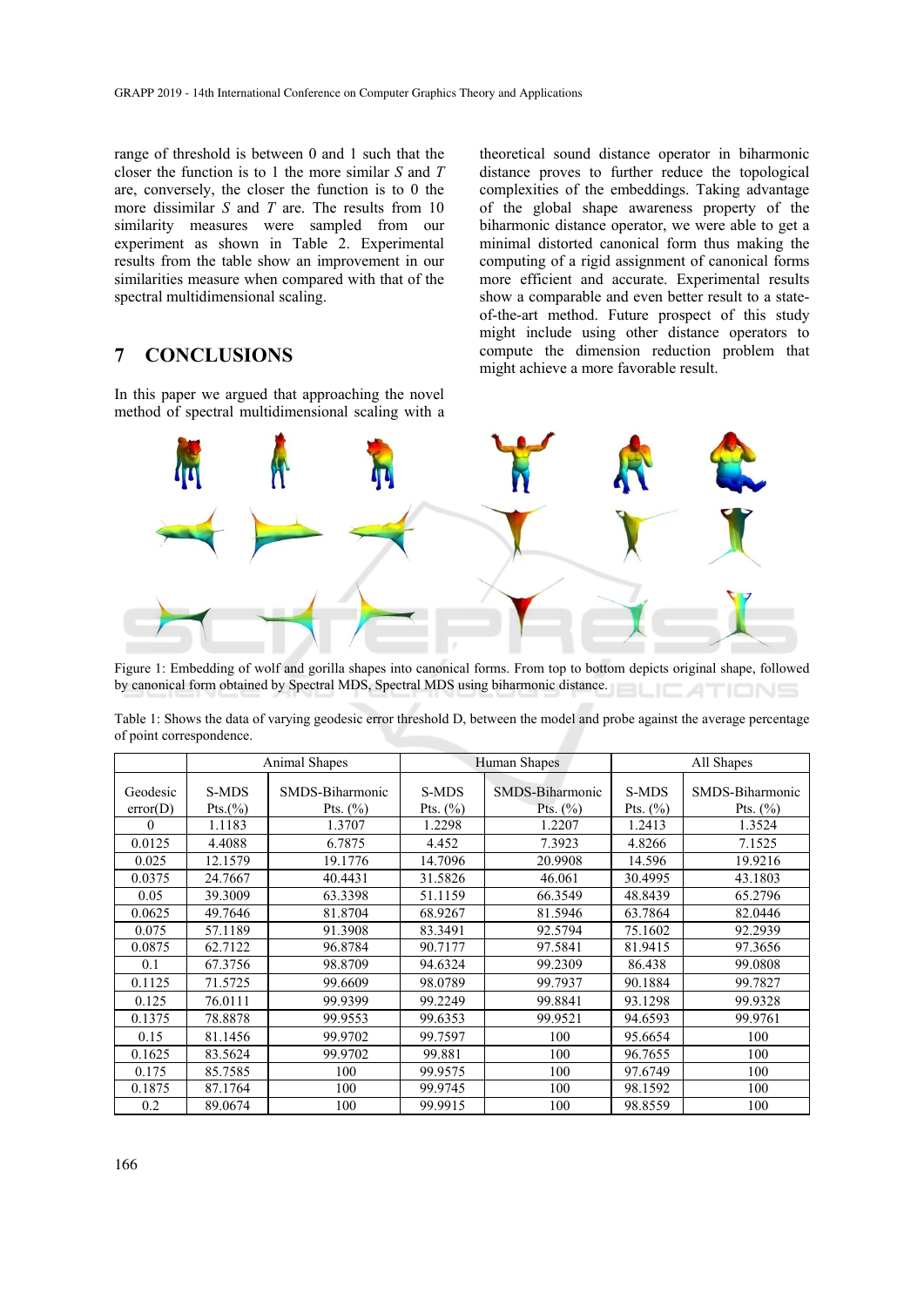range of threshold is between 0 and 1 such that the closer the function is to 1 the more similar $S$ and $T$ are, conversely, the closer the function is to 0 the more dissimilar $S$ and $T$ are. The results from 10 similarity measures were sampled from our experiment as shown in Table 2. Experimental results from the table show an improvement in our similarities measure when compared with that of the spectral multidimensional scaling.

## 7 CONCLUSIONS

In this paper we argued that approaching the novel method of spectral multidimensional scaling with a theoretical sound distance operator in biharmonic distance proves to further reduce the topological complexities of the embeddings. Taking advantage of the global shape awareness property of the biharmonic distance operator, we were able to get a minimal distorted canonical form thus making the computing of a rigid assignment of canonical forms more efficient and accurate. Experimental results show a comparable and even better result to a state-of-the-art method. Future prospect of this study might include using other distance operators to compute the dimension reduction problem that might achieve a more favorable result.

Figure 1: Embedding of wolf and gorilla shapes into canonical forms. From top to bottom depicts original shape, followed by canonical form obtained by Spectral MDS, Spectral MDS using biharmonic distance.

Table 1: Shows the data of varying geodesic error threshold D, between the model and probe against the average percentage of point correspondence.

| | Animal Shapes | | Human Shapes | | All Shapes | |
|---|---|---|---|---|---|---|
| Geodesic error(D) | S-MDS Pts.(%) | SMDS-Biharmonic Pts. (%) | S-MDS Pts. (%) | SMDS-Biharmonic Pts. (%) | S-MDS Pts. (%) | SMDS-Biharmonic Pts. (%) |
| 0 | 1.1183 | 1.3707 | 1.2298 | 1.2207 | 1.2413 | 1.3524 |
| 0.0125 | 4.4088 | 6.7875 | 4.452 | 7.3923 | 4.8266 | 7.1525 |
| 0.025 | 12.1579 | 19.1776 | 14.7096 | 20.9908 | 14.596 | 19.9216 |
| 0.0375 | 24.7667 | 40.4431 | 31.5826 | 46.061 | 30.4995 | 43.1803 |
| 0.05 | 39.3009 | 63.3398 | 51.1159 | 66.3549 | 48.8439 | 65.2796 |
| 0.0625 | 49.7646 | 81.8704 | 68.9267 | 81.5946 | 63.7864 | 82.0446 |
| 0.075 | 57.1189 | 91.3908 | 83.3491 | 92.5794 | 75.1602 | 92.2939 |
| 0.0875 | 62.7122 | 96.8784 | 90.7177 | 97.5841 | 81.9415 | 97.3656 |
| 0.1 | 67.3756 | 98.8709 | 94.6324 | 99.2309 | 86.438 | 99.0808 |
| 0.1125 | 71.5725 | 99.6609 | 98.0789 | 99.7937 | 90.1884 | 99.7827 |
| 0.125 | 76.0111 | 99.9399 | 99.2249 | 99.8841 | 93.1298 | 99.9328 |
| 0.1375 | 78.8878 | 99.9553 | 99.6353 | 99.9521 | 94.6593 | 99.9761 |
| 0.15 | 81.1456 | 99.9702 | 99.7597 | 100 | 95.6654 | 100 |
| 0.1625 | 83.5624 | 99.9702 | 99.881 | 100 | 96.7655 | 100 |
| 0.175 | 85.7585 | 100 | 99.9575 | 100 | 97.6749 | 100 |
| 0.1875 | 87.1764 | 100 | 99.9745 | 100 | 98.1592 | 100 |
| 0.2 | 89.0674 | 100 | 99.9915 | 100 | 98.8559 | 100 |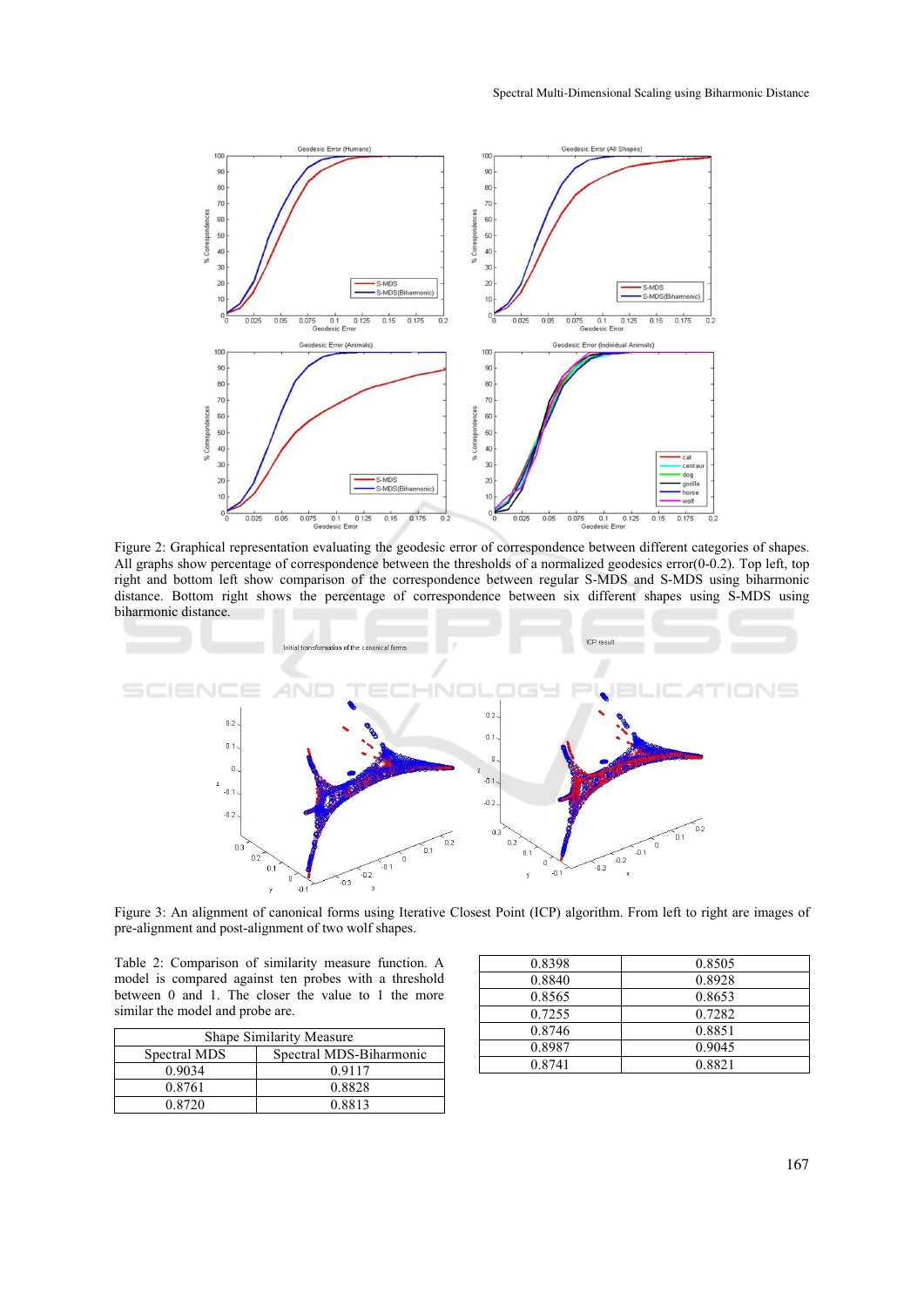Figure 2: Graphical representation evaluating the geodesic error of correspondence between different categories of shapes. All graphs show percentage of correspondence between the thresholds of a normalized geodesics error(0-0.2). Top left, top right and bottom left show comparison of the correspondence between regular S-MDS and S-MDS using biharmonic distance. Bottom right shows the percentage of correspondence between six different shapes using S-MDS using biharmonic distance.

Figure 3: An alignment of canonical forms using Iterative Closest Point (ICP) algorithm. From left to right are images of pre-alignment and post-alignment of two wolf shapes.

Table 2: Comparison of similarity measure function. A model is compared against ten probes with a threshold between 0 and 1. The closer the value to 1 the more similar the model and probe are.

| Shape Similarity Measure | |
|---|---|
| Spectral MDS | Spectral MDS-Biharmonic |
| 0.9034 | 0.9117 |
| 0.8761 | 0.8828 |
| 0.8720 | 0.8813 |
| 0.8398 | 0.8505 |
| 0.8840 | 0.8928 |
| 0.8565 | 0.8653 |
| 0.7255 | 0.7282 |
| 0.8746 | 0.8851 |
| 0.8987 | 0.9045 |
| 0.8741 | 0.8821 |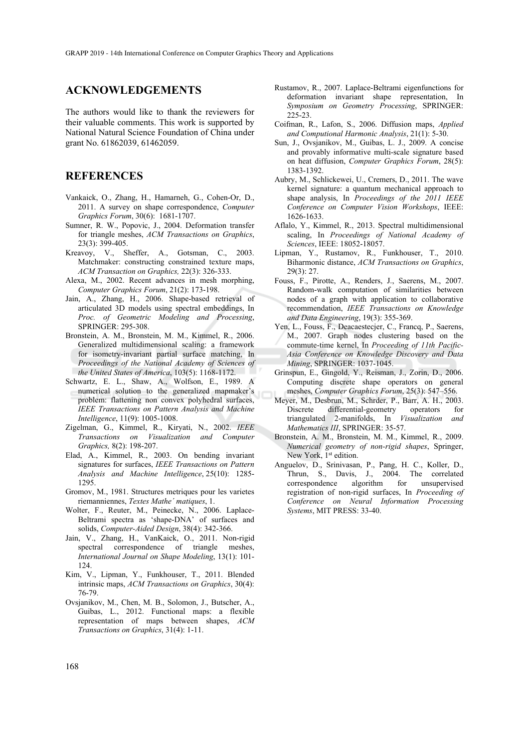## ACKNOWLEDGEMENTS

The authors would like to thank the reviewers for their valuable comments. This work is supported by National Natural Science Foundation of China under grant No. 61862039, 61462059.

## REFERENCES

Vankaick, O., Zhang, H., Hamarneh, G., Cohen-Or, D., 2011. A survey on shape correspondence, *Computer Graphics Forum*, 30(6): 1681-1707.

Sumner, R. W., Popovic, J., 2004. Deformation transfer for triangle meshes, *ACM Transactions on Graphics*, 23(3): 399-405.

Kreavoy, V., Sheffer, A., Gotsman, C., 2003. Matchmaker: constructing constrained texture maps, *ACM Transaction on Graphics,* 22(3): 326-333.

Alexa, M., 2002. Recent advances in mesh morphing, *Computer Graphics Forum*, 21(2): 173-198.

Jain, A., Zhang, H., 2006. Shape-based retrieval of articulated 3D models using spectral embeddings, In *Proc. of Geometric Modeling and Processing*, SPRINGER: 295-308.

Bronstein, A. M., Bronstein, M. M., Kimmel, R., 2006. Generalized multidimensional scaling: a framework for isometry-invariant partial surface matching, In *Proceedings of the National Academy of Sciences of the United States of America*, 103(5): 1168-1172.

Schwartz, E. L., Shaw, A., Wolfson, E., 1989. A numerical solution to the generalized mapmaker's problem: flattening non convex polyhedral surfaces, *IEEE Transactions on Pattern Analysis and Machine Intelligence*, 11(9): 1005-1008.

Zigelman, G., Kimmel, R., Kiryati, N., 2002. *IEEE Transactions on Visualization and Computer Graphics,* 8(2): 198-207.

Elad, A., Kimmel, R., 2003. On bending invariant signatures for surfaces, *IEEE Transactions on Pattern Analysis and Machine Intelligence*, 25(10): 1285-1295.

Gromov, M., 1981. Structures metriques pour les varietes riemanniennes, *Textes Mathe´ matiques*, 1.

Wolter, F., Reuter, M., Peinecke, N., 2006. Laplace-Beltrami spectra as 'shape-DNA' of surfaces and solids, *Computer-Aided Design*, 38(4): 342-366.

Jain, V., Zhang, H., VanKaick, O., 2011. Non-rigid spectral correspondence of triangle meshes, *International Journal on Shape Modeling*, 13(1): 101-124.

Kim, V., Lipman, Y., Funkhouser, T., 2011. Blended intrinsic maps, *ACM Transactions on Graphics*, 30(4): 76-79.

Ovsjanikov, M., Chen, M. B., Solomon, J., Butscher, A., Guibas, L., 2012. Functional maps: a flexible representation of maps between shapes, *ACM Transactions on Graphics*, 31(4): 1-11.

Rustamov, R., 2007. Laplace-Beltrami eigenfunctions for deformation invariant shape representation, In *Symposium on Geometry Processing*, SPRINGER: 225-23.

Coifman, R., Lafon, S., 2006. Diffusion maps, *Applied and Computional Harmonic Analysis*, 21(1): 5-30.

Sun, J., Ovsjanikov, M., Guibas, L. J., 2009. A concise and provably informative multi-scale signature based on heat diffusion, *Computer Graphics Forum*, 28(5): 1383-1392.

Aubry, M., Schlickewei, U., Cremers, D., 2011. The wave kernel signature: a quantum mechanical approach to shape analysis, In *Proceedings of the 2011 IEEE Conference on Computer Vision Workshops*, IEEE: 1626-1633.

Aflalo, Y., Kimmel, R., 2013. Spectral multidimensional scaling, In *Proceedings of National Academy of Sciences*, IEEE: 18052-18057.

Lipman, Y., Rustamov, R., Funkhouser, T., 2010. Biharmonic distance, *ACM Transactions on Graphics*, 29(3): 27.

Fouss, F., Pirotte, A., Renders, J., Saerens, M., 2007. Random-walk computation of similarities between nodes of a graph with application to collaborative recommendation, *IEEE Transactions on Knowledge and Data Engineering*, 19(3): 355-369.

Yen, L., Fouss, F., Deacaestecjer, C., Francq, P., Saerens, M., 2007. Graph nodes clustering based on the commute-time kernel, In *Proceeding of 11th Pacific-Asia Conference on Knowledge Discovery and Data Mining*, SPRINGER: 1037-1045.

Grinspun, E., Gingold, Y., Reisman, J., Zorin, D., 2006. Computing discrete shape operators on general meshes, *Computer Graphics Forum*, 25(3): 547–556.

Meyer, M., Desbrun, M., Schrder, P., Barr, A. H., 2003. Discrete differential-geometry operators for triangulated 2-manifolds, In *Visualization and Mathematics III*, SPRINGER: 35-57.

Bronstein, A. M., Bronstein, M. M., Kimmel, R., 2009. *Numerical geometry of non-rigid shapes*, Springer, New York, 1st edition.

Anguelov, D., Srinivasan, P., Pang, H. C., Koller, D., Thrun, S., Davis, J., 2004. The correlated correspondence algorithm for unsupervised registration of non-rigid surfaces, In *Proceeding of Conference on Neural Information Processing Systems*, MIT PRESS: 33-40.